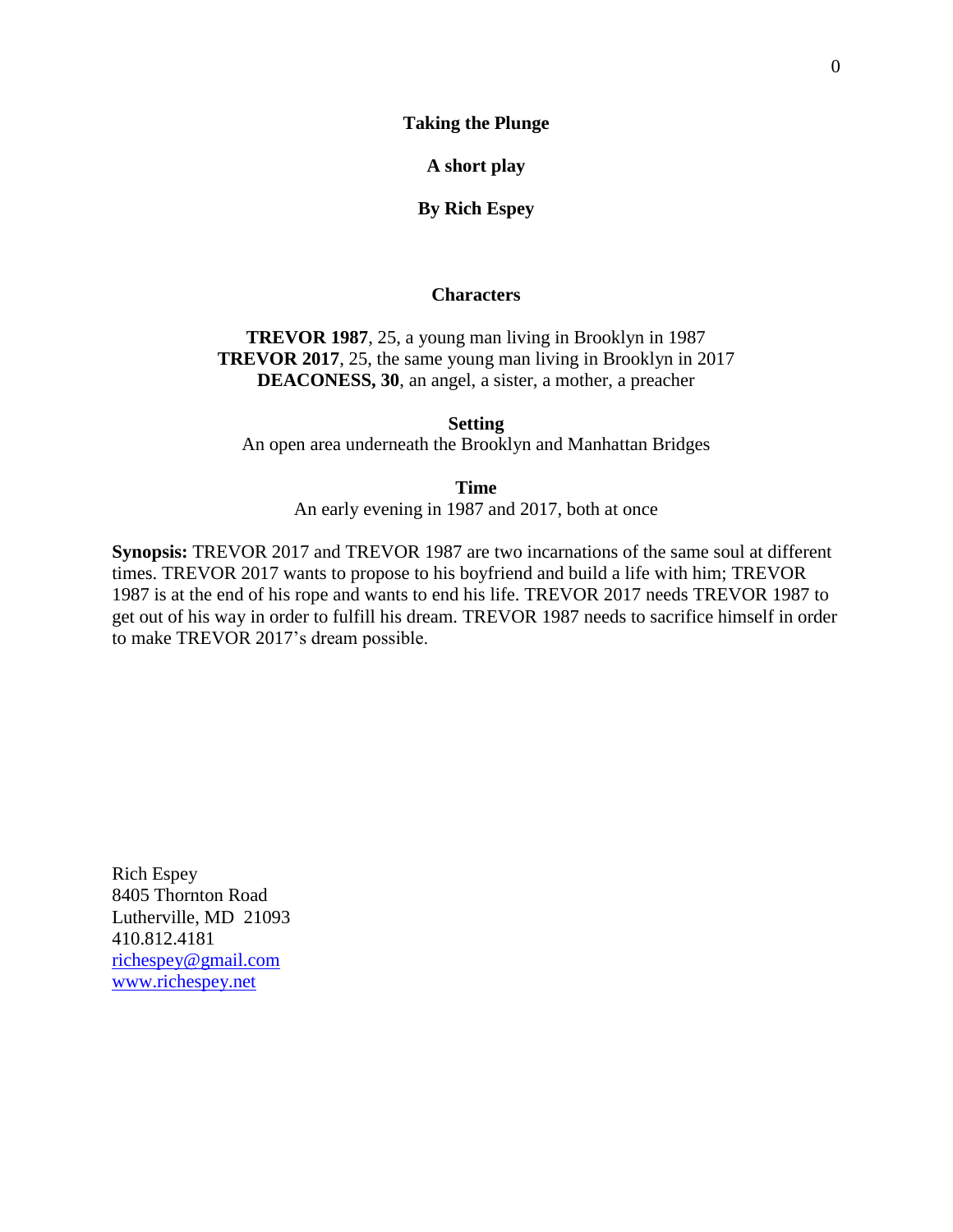# Taking the Plunge

**A short play**

**By Rich Espey**

## Characters

**TREVOR 1987**, 25, a young man living in Brooklyn in 1987
**TREVOR 2017**, 25, the same young man living in Brooklyn in 2017
**DEACONESS, 30**, an angel, a sister, a mother, a preacher

**Setting**
An open area underneath the Brooklyn and Manhattan Bridges

**Time**
An early evening in 1987 and 2017, both at once

**Synopsis:** TREVOR 2017 and TREVOR 1987 are two incarnations of the same soul at different times. TREVOR 2017 wants to propose to his boyfriend and build a life with him; TREVOR 1987 is at the end of his rope and wants to end his life. TREVOR 2017 needs TREVOR 1987 to get out of his way in order to fulfill his dream. TREVOR 1987 needs to sacrifice himself in order to make TREVOR 2017's dream possible.

Rich Espey
8405 Thornton Road
Lutherville, MD 21093
410.812.4181
richespey@gmail.com
www.richespey.net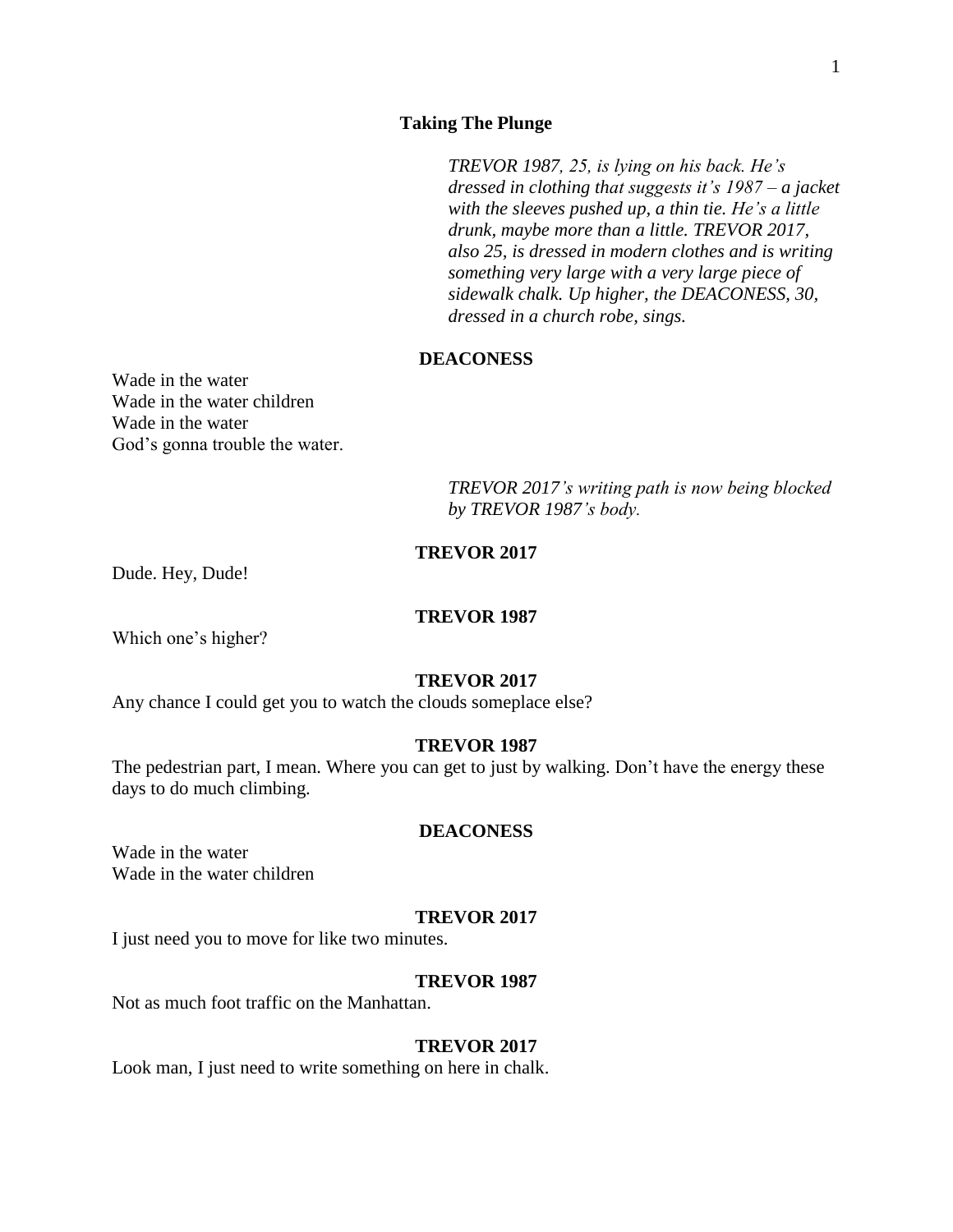**Taking The Plunge**

*TREVOR 1987, 25, is lying on his back. He's dressed in clothing that suggests it's 1987 – a jacket with the sleeves pushed up, a thin tie. He's a little drunk, maybe more than a little. TREVOR 2017, also 25, is dressed in modern clothes and is writing something very large with a very large piece of sidewalk chalk. Up higher, the DEACONESS, 30, dressed in a church robe, sings.*

**DEACONESS**

Wade in the water
Wade in the water children
Wade in the water
God's gonna trouble the water.

*TREVOR 2017's writing path is now being blocked by TREVOR 1987's body.*

**TREVOR 2017**

Dude. Hey, Dude!

**TREVOR 1987**

Which one's higher?

**TREVOR 2017**

Any chance I could get you to watch the clouds someplace else?

**TREVOR 1987**

The pedestrian part, I mean. Where you can get to just by walking. Don't have the energy these days to do much climbing.

**DEACONESS**

Wade in the water
Wade in the water children

**TREVOR 2017**

I just need you to move for like two minutes.

**TREVOR 1987**

Not as much foot traffic on the Manhattan.

**TREVOR 2017**

Look man, I just need to write something on here in chalk.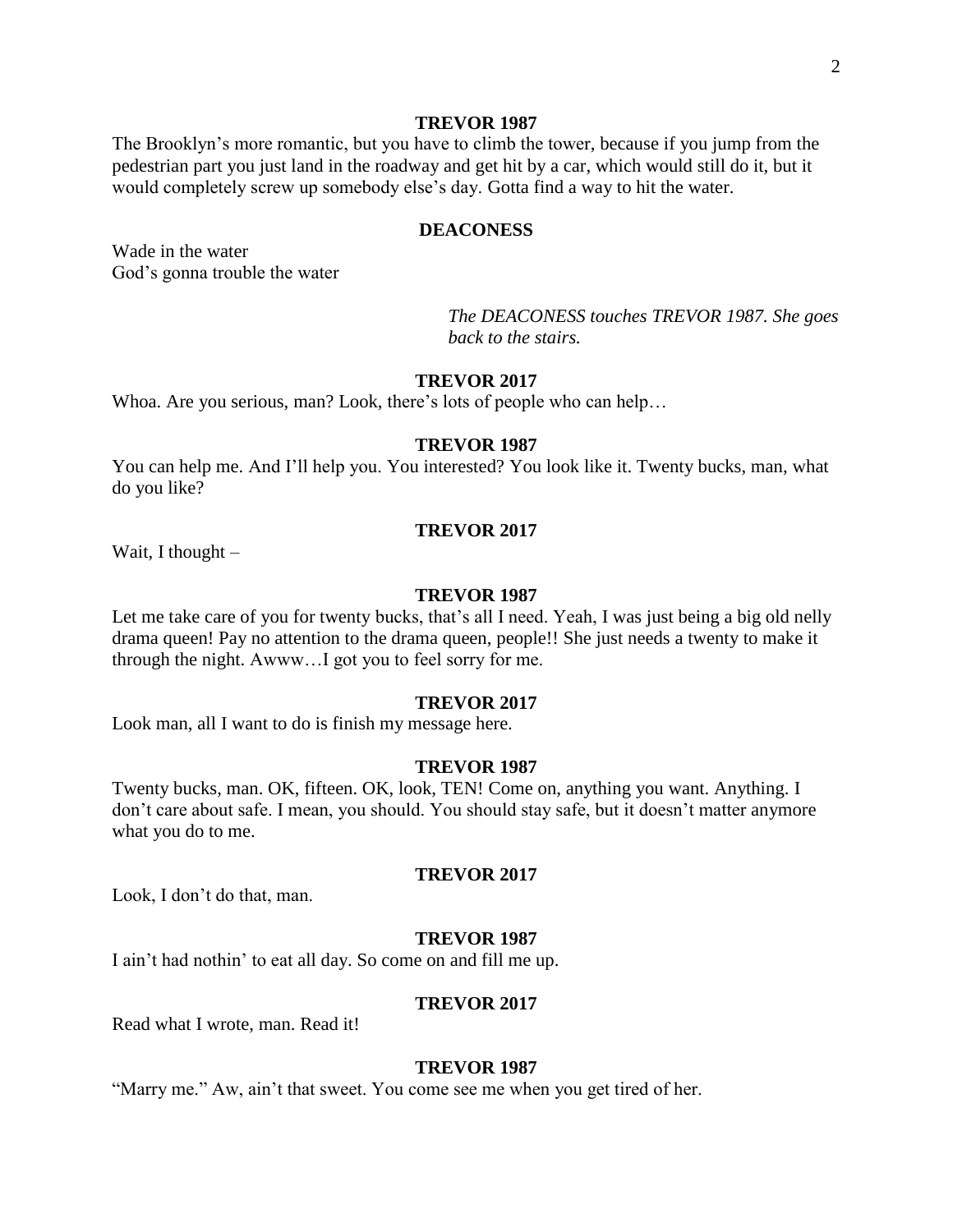**TREVOR 1987**

The Brooklyn's more romantic, but you have to climb the tower, because if you jump from the pedestrian part you just land in the roadway and get hit by a car, which would still do it, but it would completely screw up somebody else's day. Gotta find a way to hit the water.

**DEACONESS**

Wade in the water
God's gonna trouble the water

*The DEACONESS touches TREVOR 1987. She goes back to the stairs.*

**TREVOR 2017**

Whoa. Are you serious, man? Look, there's lots of people who can help…

**TREVOR 1987**

You can help me. And I'll help you. You interested? You look like it. Twenty bucks, man, what do you like?

**TREVOR 2017**

Wait, I thought –

**TREVOR 1987**

Let me take care of you for twenty bucks, that's all I need. Yeah, I was just being a big old nelly drama queen! Pay no attention to the drama queen, people!! She just needs a twenty to make it through the night. Awww…I got you to feel sorry for me.

**TREVOR 2017**

Look man, all I want to do is finish my message here.

**TREVOR 1987**

Twenty bucks, man. OK, fifteen. OK, look, TEN! Come on, anything you want. Anything. I don't care about safe. I mean, you should. You should stay safe, but it doesn't matter anymore what you do to me.

**TREVOR 2017**

Look, I don't do that, man.

**TREVOR 1987**

I ain't had nothin' to eat all day. So come on and fill me up.

**TREVOR 2017**

Read what I wrote, man. Read it!

**TREVOR 1987**

"Marry me." Aw, ain't that sweet. You come see me when you get tired of her.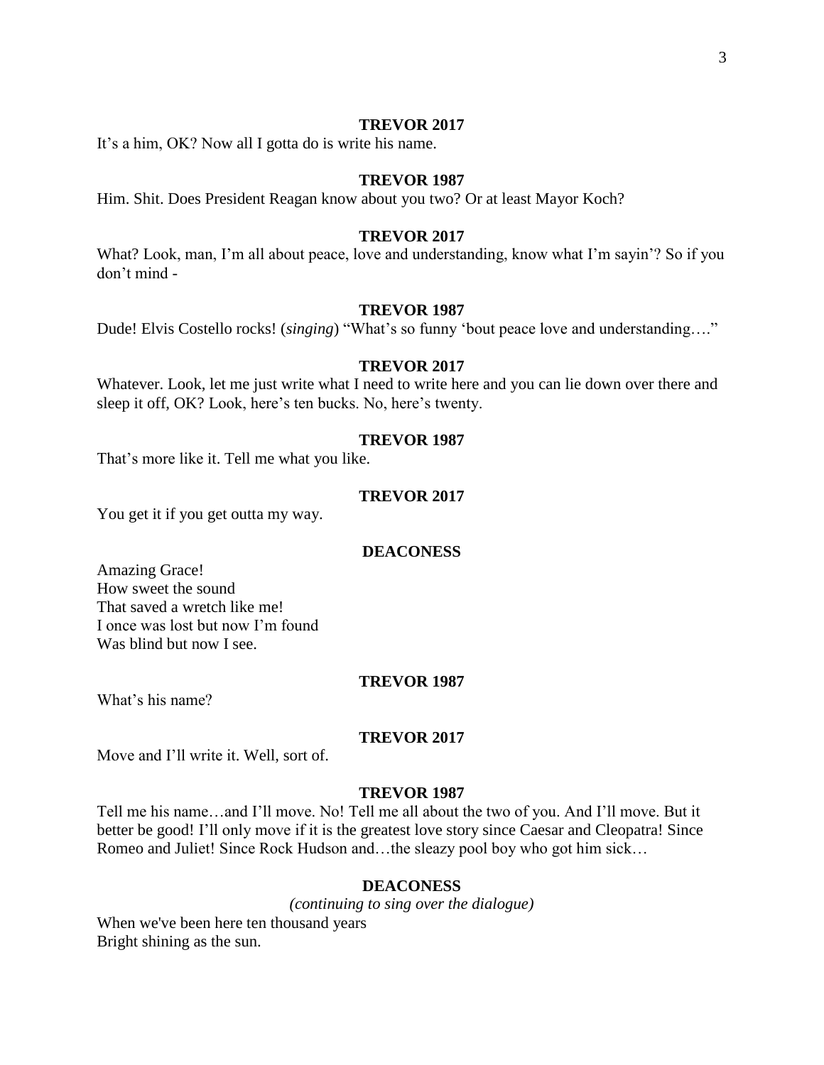**TREVOR 2017**

It's a him, OK? Now all I gotta do is write his name.

**TREVOR 1987**

Him. Shit. Does President Reagan know about you two? Or at least Mayor Koch?

**TREVOR 2017**

What? Look, man, I'm all about peace, love and understanding, know what I'm sayin'? So if you don't mind -

**TREVOR 1987**

Dude! Elvis Costello rocks! (*singing*) "What's so funny 'bout peace love and understanding…."

**TREVOR 2017**

Whatever. Look, let me just write what I need to write here and you can lie down over there and sleep it off, OK? Look, here's ten bucks. No, here's twenty.

**TREVOR 1987**

That's more like it. Tell me what you like.

**TREVOR 2017**

You get it if you get outta my way.

**DEACONESS**

Amazing Grace!
How sweet the sound
That saved a wretch like me!
I once was lost but now I'm found
Was blind but now I see.

**TREVOR 1987**

What's his name?

**TREVOR 2017**

Move and I'll write it. Well, sort of.

**TREVOR 1987**

Tell me his name…and I'll move. No! Tell me all about the two of you. And I'll move. But it better be good! I'll only move if it is the greatest love story since Caesar and Cleopatra! Since Romeo and Juliet! Since Rock Hudson and…the sleazy pool boy who got him sick…

**DEACONESS**

*(continuing to sing over the dialogue)*

When we've been here ten thousand years
Bright shining as the sun.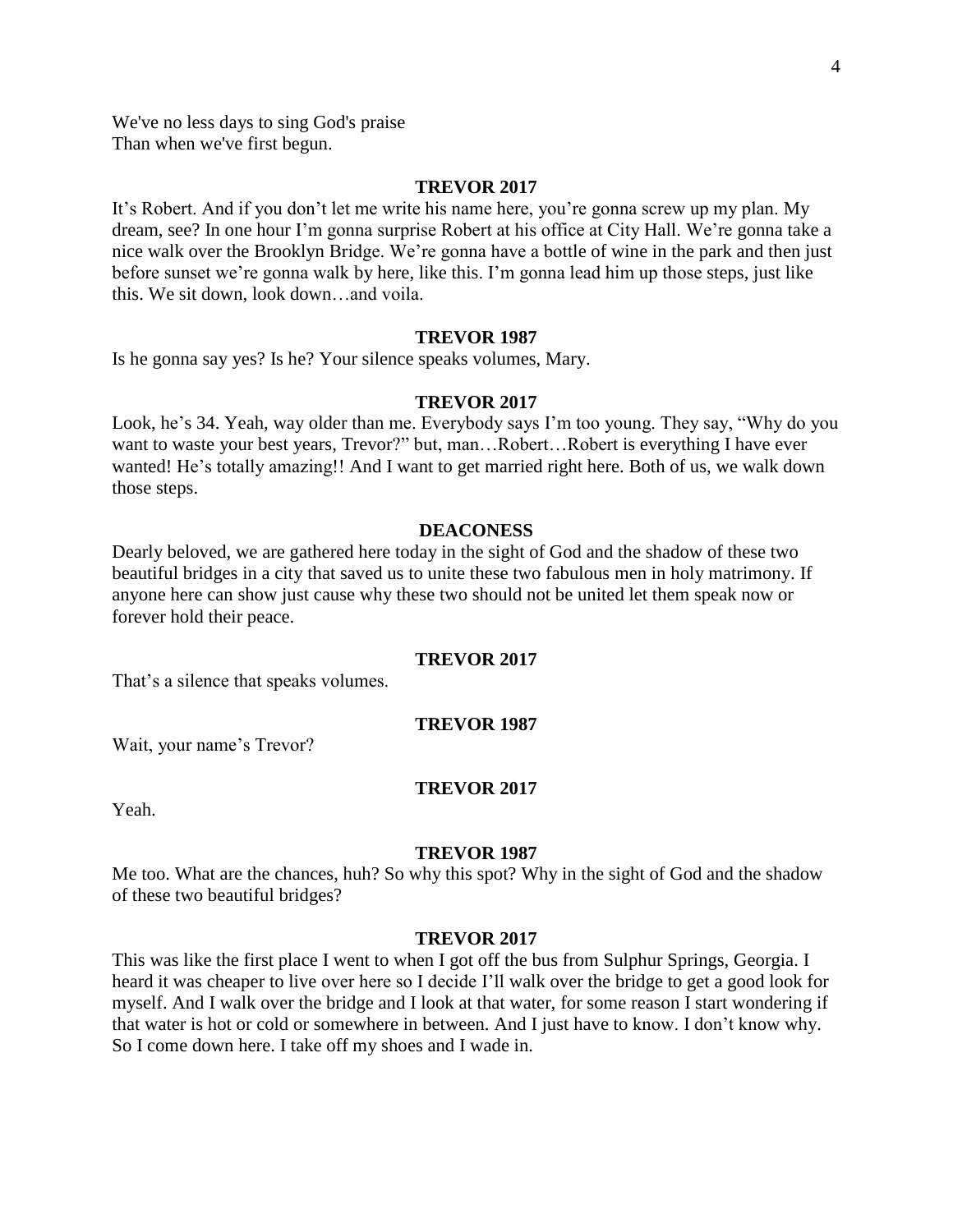We've no less days to sing God's praise
Than when we've first begun.

**TREVOR 2017**

It's Robert. And if you don't let me write his name here, you're gonna screw up my plan. My dream, see? In one hour I'm gonna surprise Robert at his office at City Hall. We're gonna take a nice walk over the Brooklyn Bridge. We're gonna have a bottle of wine in the park and then just before sunset we're gonna walk by here, like this. I'm gonna lead him up those steps, just like this. We sit down, look down…and voila.

**TREVOR 1987**

Is he gonna say yes? Is he? Your silence speaks volumes, Mary.

**TREVOR 2017**

Look, he's 34. Yeah, way older than me. Everybody says I'm too young. They say, "Why do you want to waste your best years, Trevor?" but, man…Robert…Robert is everything I have ever wanted! He's totally amazing!! And I want to get married right here. Both of us, we walk down those steps.

**DEACONESS**

Dearly beloved, we are gathered here today in the sight of God and the shadow of these two beautiful bridges in a city that saved us to unite these two fabulous men in holy matrimony. If anyone here can show just cause why these two should not be united let them speak now or forever hold their peace.

**TREVOR 2017**

That's a silence that speaks volumes.

**TREVOR 1987**

Wait, your name's Trevor?

**TREVOR 2017**

Yeah.

**TREVOR 1987**

Me too. What are the chances, huh? So why this spot? Why in the sight of God and the shadow of these two beautiful bridges?

**TREVOR 2017**

This was like the first place I went to when I got off the bus from Sulphur Springs, Georgia. I heard it was cheaper to live over here so I decide I'll walk over the bridge to get a good look for myself. And I walk over the bridge and I look at that water, for some reason I start wondering if that water is hot or cold or somewhere in between. And I just have to know. I don't know why. So I come down here. I take off my shoes and I wade in.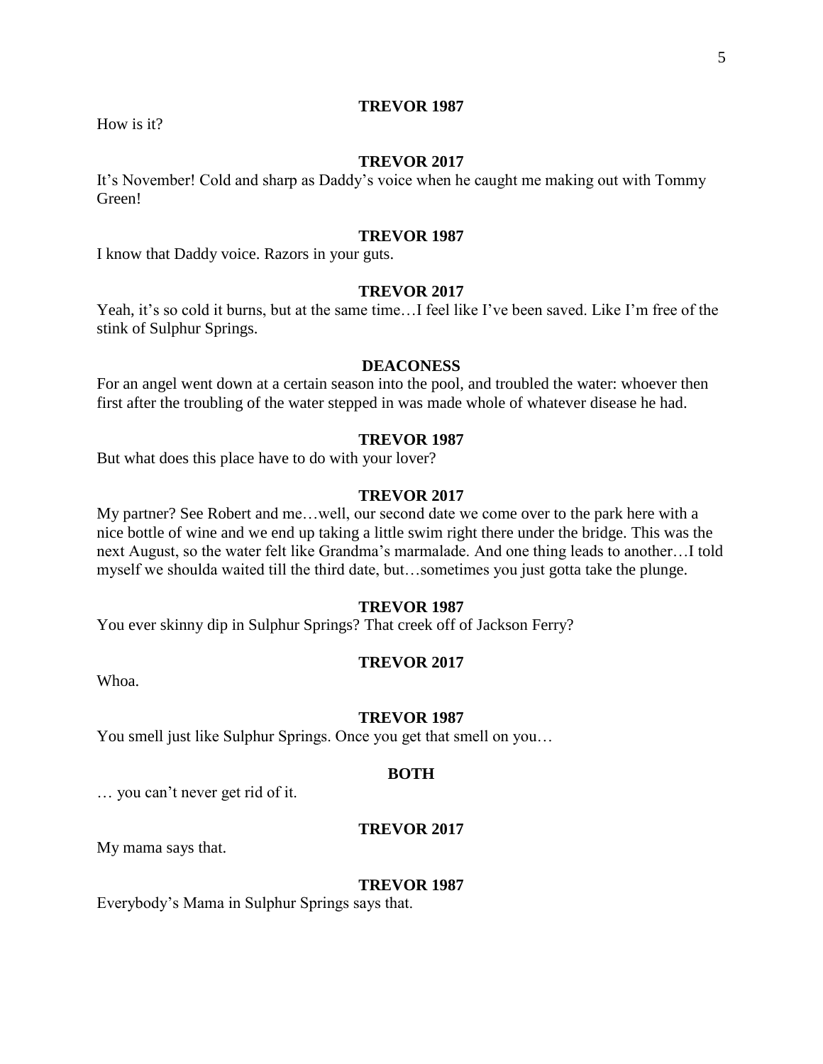**TREVOR 1987**

How is it?

**TREVOR 2017**

It's November! Cold and sharp as Daddy's voice when he caught me making out with Tommy Green!

**TREVOR 1987**

I know that Daddy voice. Razors in your guts.

**TREVOR 2017**

Yeah, it's so cold it burns, but at the same time…I feel like I've been saved. Like I'm free of the stink of Sulphur Springs.

**DEACONESS**

For an angel went down at a certain season into the pool, and troubled the water: whoever then first after the troubling of the water stepped in was made whole of whatever disease he had.

**TREVOR 1987**

But what does this place have to do with your lover?

**TREVOR 2017**

My partner? See Robert and me…well, our second date we come over to the park here with a nice bottle of wine and we end up taking a little swim right there under the bridge. This was the next August, so the water felt like Grandma's marmalade. And one thing leads to another…I told myself we shoulda waited till the third date, but…sometimes you just gotta take the plunge.

**TREVOR 1987**

You ever skinny dip in Sulphur Springs? That creek off of Jackson Ferry?

**TREVOR 2017**

Whoa.

**TREVOR 1987**

You smell just like Sulphur Springs. Once you get that smell on you…

**BOTH**

… you can't never get rid of it.

**TREVOR 2017**

My mama says that.

**TREVOR 1987**

Everybody's Mama in Sulphur Springs says that.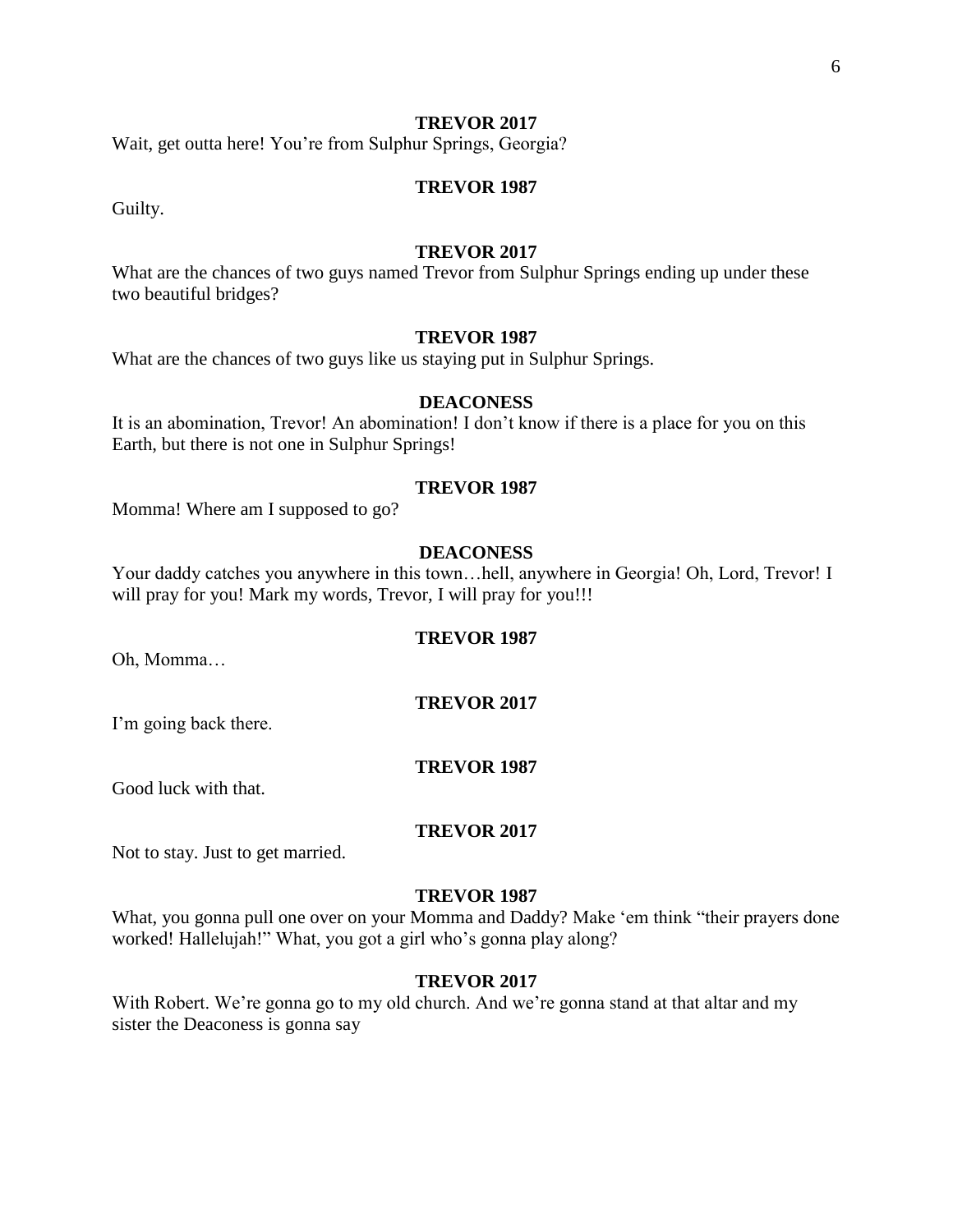**TREVOR 2017**

Wait, get outta here! You're from Sulphur Springs, Georgia?

**TREVOR 1987**

Guilty.

**TREVOR 2017**

What are the chances of two guys named Trevor from Sulphur Springs ending up under these two beautiful bridges?

**TREVOR 1987**

What are the chances of two guys like us staying put in Sulphur Springs.

**DEACONESS**

It is an abomination, Trevor! An abomination! I don't know if there is a place for you on this Earth, but there is not one in Sulphur Springs!

**TREVOR 1987**

Momma! Where am I supposed to go?

**DEACONESS**

Your daddy catches you anywhere in this town…hell, anywhere in Georgia! Oh, Lord, Trevor! I will pray for you! Mark my words, Trevor, I will pray for you!!!

**TREVOR 1987**

Oh, Momma…

**TREVOR 2017**

I'm going back there.

**TREVOR 1987**

Good luck with that.

**TREVOR 2017**

Not to stay. Just to get married.

**TREVOR 1987**

What, you gonna pull one over on your Momma and Daddy? Make 'em think "their prayers done worked! Hallelujah!" What, you got a girl who's gonna play along?

**TREVOR 2017**

With Robert. We're gonna go to my old church. And we're gonna stand at that altar and my sister the Deaconess is gonna say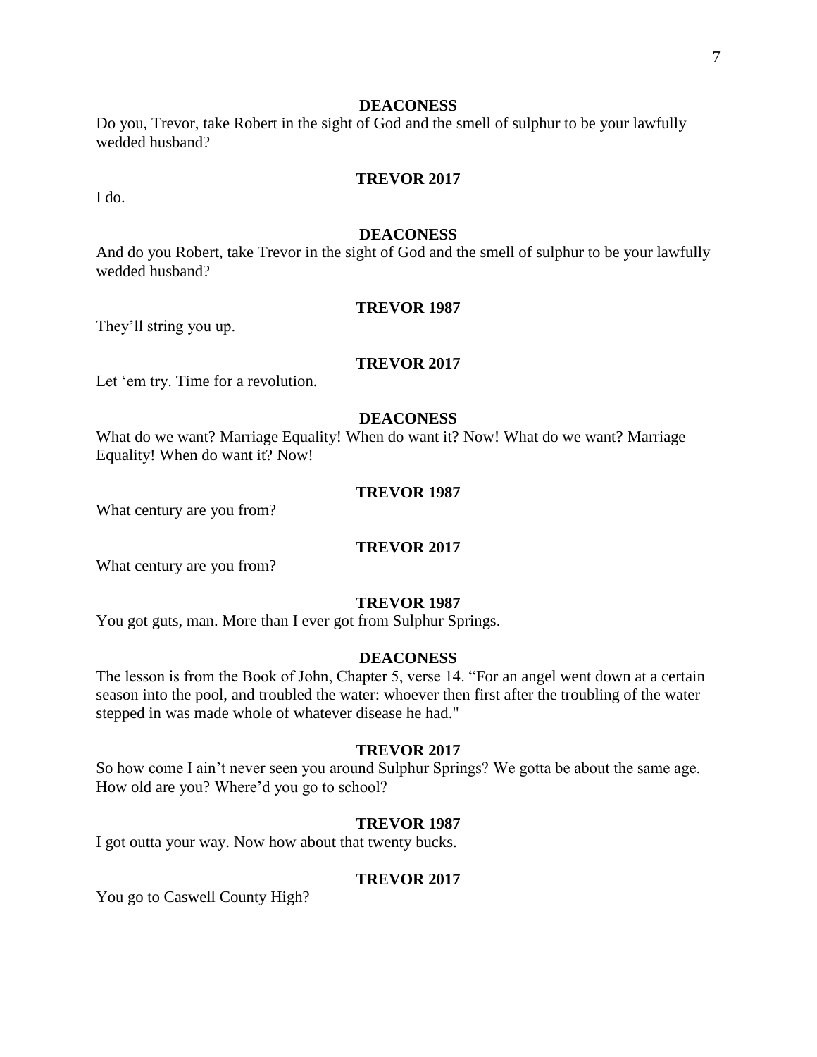**DEACONESS**

Do you, Trevor, take Robert in the sight of God and the smell of sulphur to be your lawfully wedded husband?

**TREVOR 2017**

I do.

**DEACONESS**

And do you Robert, take Trevor in the sight of God and the smell of sulphur to be your lawfully wedded husband?

**TREVOR 1987**

They'll string you up.

**TREVOR 2017**

Let 'em try. Time for a revolution.

**DEACONESS**

What do we want? Marriage Equality! When do want it? Now! What do we want? Marriage Equality! When do want it? Now!

**TREVOR 1987**

What century are you from?

**TREVOR 2017**

What century are you from?

**TREVOR 1987**

You got guts, man. More than I ever got from Sulphur Springs.

**DEACONESS**

The lesson is from the Book of John, Chapter 5, verse 14. "For an angel went down at a certain season into the pool, and troubled the water: whoever then first after the troubling of the water stepped in was made whole of whatever disease he had."

**TREVOR 2017**

So how come I ain't never seen you around Sulphur Springs? We gotta be about the same age. How old are you? Where'd you go to school?

**TREVOR 1987**

I got outta your way. Now how about that twenty bucks.

**TREVOR 2017**

You go to Caswell County High?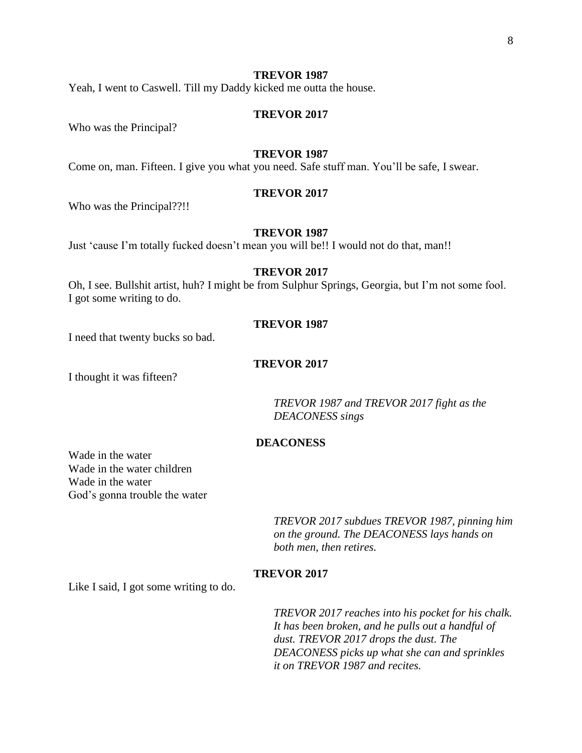**TREVOR 1987**

Yeah, I went to Caswell. Till my Daddy kicked me outta the house.

**TREVOR 2017**

Who was the Principal?

**TREVOR 1987**

Come on, man. Fifteen. I give you what you need. Safe stuff man. You'll be safe, I swear.

**TREVOR 2017**

Who was the Principal??!!

**TREVOR 1987**

Just 'cause I'm totally fucked doesn't mean you will be!! I would not do that, man!!

**TREVOR 2017**

Oh, I see. Bullshit artist, huh? I might be from Sulphur Springs, Georgia, but I'm not some fool. I got some writing to do.

**TREVOR 1987**

I need that twenty bucks so bad.

**TREVOR 2017**

I thought it was fifteen?

*TREVOR 1987 and TREVOR 2017 fight as the DEACONESS sings*

**DEACONESS**

Wade in the water
Wade in the water children
Wade in the water
God's gonna trouble the water

*TREVOR 2017 subdues TREVOR 1987, pinning him on the ground. The DEACONESS lays hands on both men, then retires.*

**TREVOR 2017**

Like I said, I got some writing to do.

*TREVOR 2017 reaches into his pocket for his chalk. It has been broken, and he pulls out a handful of dust. TREVOR 2017 drops the dust. The DEACONESS picks up what she can and sprinkles it on TREVOR 1987 and recites.*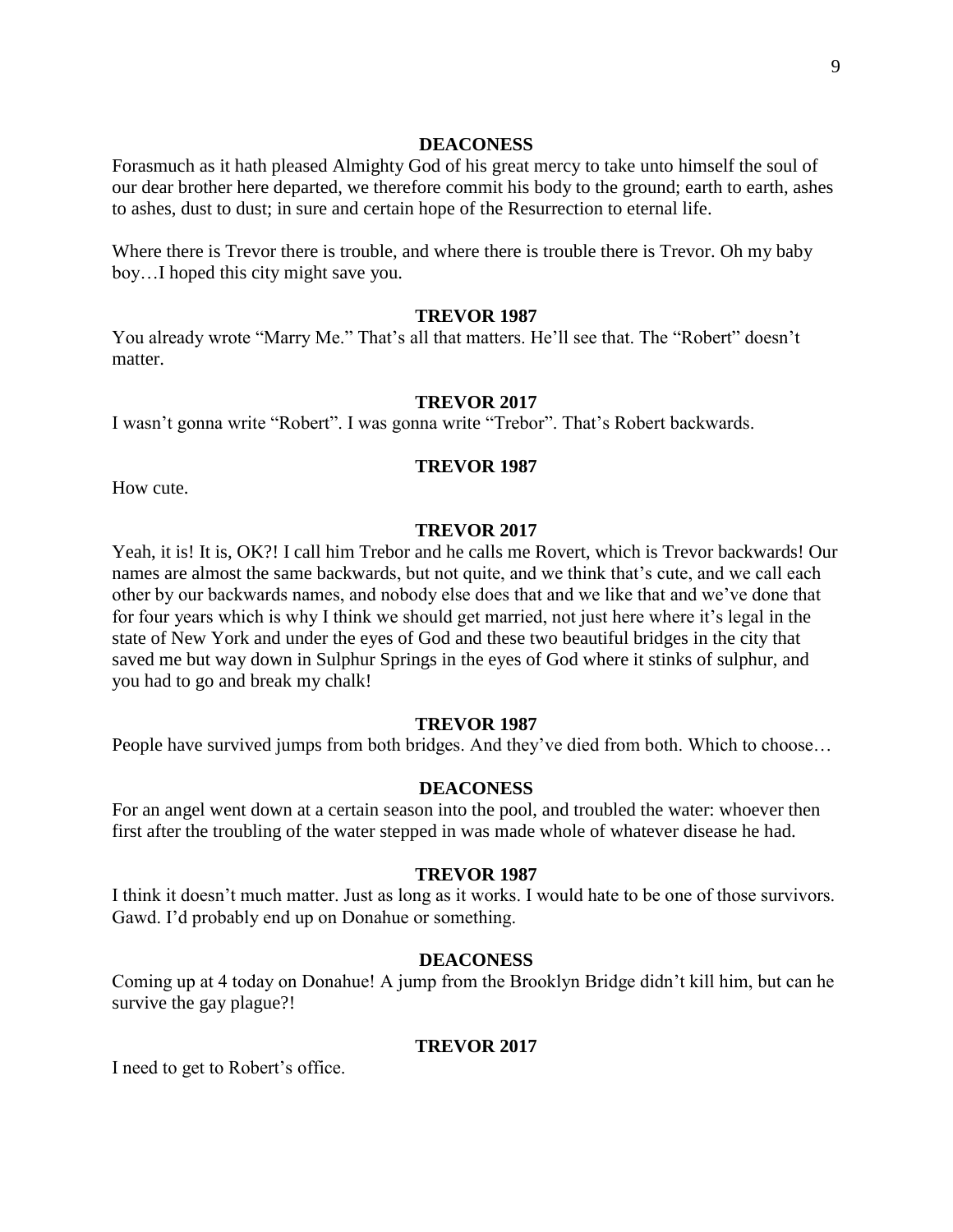**DEACONESS**

Forasmuch as it hath pleased Almighty God of his great mercy to take unto himself the soul of our dear brother here departed, we therefore commit his body to the ground; earth to earth, ashes to ashes, dust to dust; in sure and certain hope of the Resurrection to eternal life.

Where there is Trevor there is trouble, and where there is trouble there is Trevor. Oh my baby boy…I hoped this city might save you.

**TREVOR 1987**

You already wrote "Marry Me." That's all that matters. He'll see that. The "Robert" doesn't matter.

**TREVOR 2017**

I wasn't gonna write "Robert". I was gonna write "Trebor". That's Robert backwards.

**TREVOR 1987**

How cute.

**TREVOR 2017**

Yeah, it is! It is, OK?! I call him Trebor and he calls me Rovert, which is Trevor backwards! Our names are almost the same backwards, but not quite, and we think that's cute, and we call each other by our backwards names, and nobody else does that and we like that and we've done that for four years which is why I think we should get married, not just here where it's legal in the state of New York and under the eyes of God and these two beautiful bridges in the city that saved me but way down in Sulphur Springs in the eyes of God where it stinks of sulphur, and you had to go and break my chalk!

**TREVOR 1987**

People have survived jumps from both bridges. And they've died from both. Which to choose…

**DEACONESS**

For an angel went down at a certain season into the pool, and troubled the water: whoever then first after the troubling of the water stepped in was made whole of whatever disease he had.

**TREVOR 1987**

I think it doesn't much matter. Just as long as it works. I would hate to be one of those survivors. Gawd. I'd probably end up on Donahue or something.

**DEACONESS**

Coming up at 4 today on Donahue! A jump from the Brooklyn Bridge didn't kill him, but can he survive the gay plague?!

**TREVOR 2017**

I need to get to Robert's office.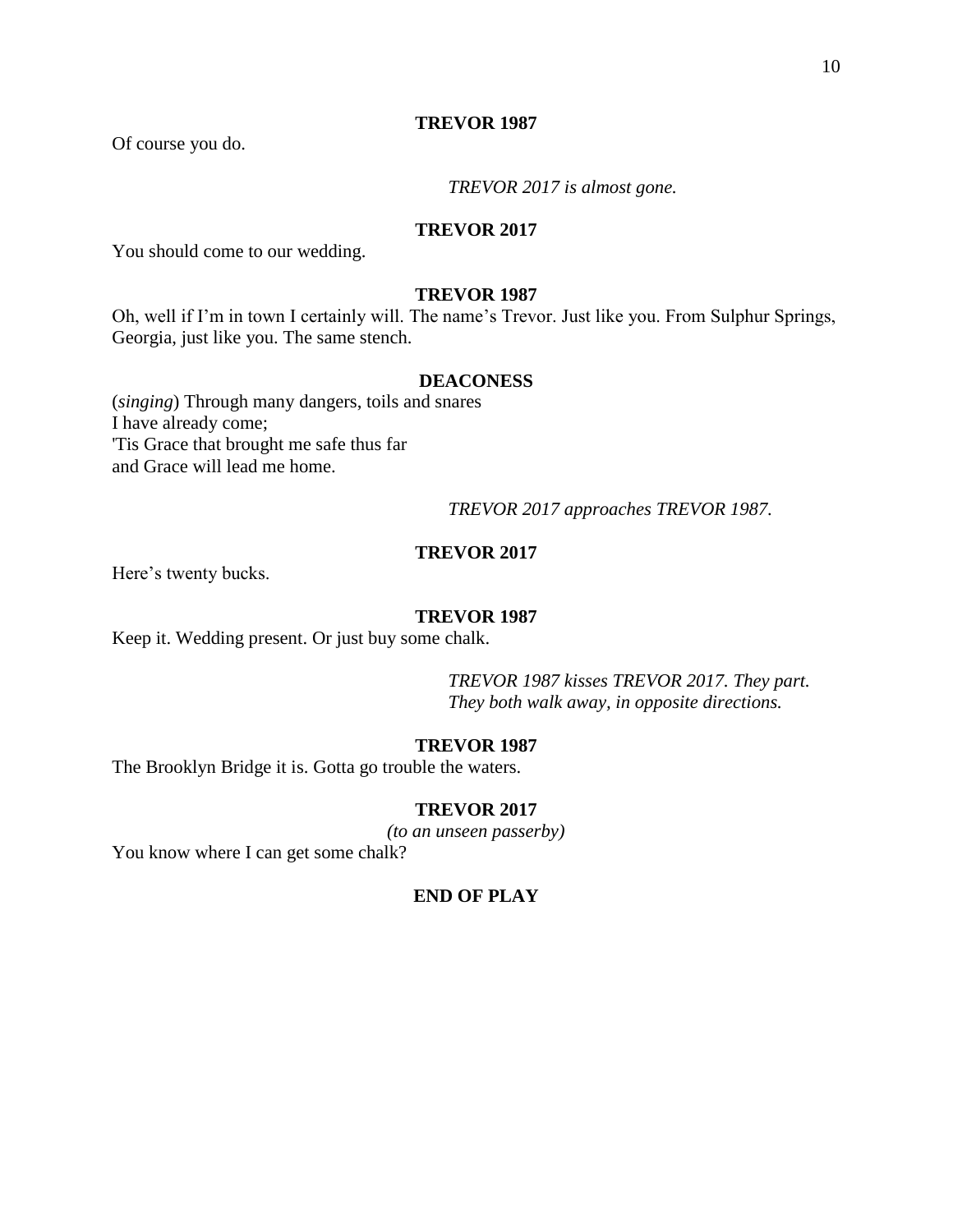**TREVOR 1987**

Of course you do.

*TREVOR 2017 is almost gone.*

**TREVOR 2017**

You should come to our wedding.

**TREVOR 1987**

Oh, well if I'm in town I certainly will. The name's Trevor. Just like you. From Sulphur Springs, Georgia, just like you. The same stench.

**DEACONESS**

(*singing*) Through many dangers, toils and snares
I have already come;
'Tis Grace that brought me safe thus far
and Grace will lead me home.

*TREVOR 2017 approaches TREVOR 1987.*

**TREVOR 2017**

Here's twenty bucks.

**TREVOR 1987**

Keep it. Wedding present. Or just buy some chalk.

*TREVOR 1987 kisses TREVOR 2017. They part. They both walk away, in opposite directions.*

**TREVOR 1987**

The Brooklyn Bridge it is. Gotta go trouble the waters.

**TREVOR 2017**

*(to an unseen passerby)*

You know where I can get some chalk?

**END OF PLAY**